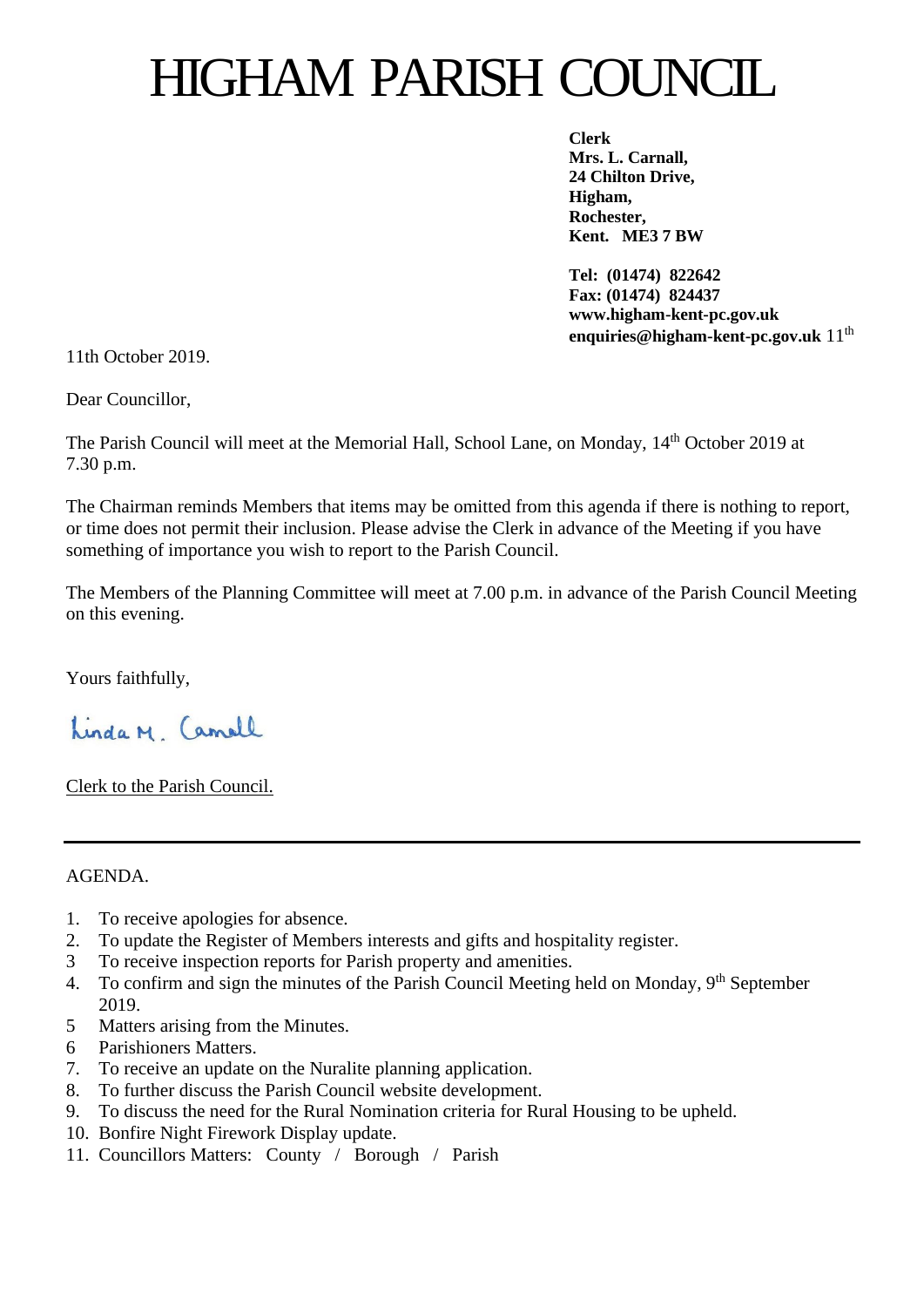# HIGHAM PARISH COUNCIL

**Clerk**
**Mrs. L. Carnall,**
**24 Chilton Drive,**
**Higham,**
**Rochester,**
**Kent. ME3 7 BW**

**Tel: (01474) 822642**
**Fax: (01474) 824437**
**www.higham-kent-pc.gov.uk**
**enquiries@higham-kent-pc.gov.uk** 11th

11th October 2019.

Dear Councillor,

The Parish Council will meet at the Memorial Hall, School Lane, on Monday, 14th October 2019 at 7.30 p.m.

The Chairman reminds Members that items may be omitted from this agenda if there is nothing to report, or time does not permit their inclusion. Please advise the Clerk in advance of the Meeting if you have something of importance you wish to report to the Parish Council.

The Members of the Planning Committee will meet at 7.00 p.m. in advance of the Parish Council Meeting on this evening.

Yours faithfully,

Linda M. Carnall

Clerk to the Parish Council.

---

AGENDA.

1. To receive apologies for absence.
2. To update the Register of Members interests and gifts and hospitality register.
3 To receive inspection reports for Parish property and amenities.
4. To confirm and sign the minutes of the Parish Council Meeting held on Monday, 9th September 2019.
5 Matters arising from the Minutes.
6 Parishioners Matters.
7. To receive an update on the Nuralite planning application.
8. To further discuss the Parish Council website development.
9. To discuss the need for the Rural Nomination criteria for Rural Housing to be upheld.
10. Bonfire Night Firework Display update.
11. Councillors Matters: County / Borough / Parish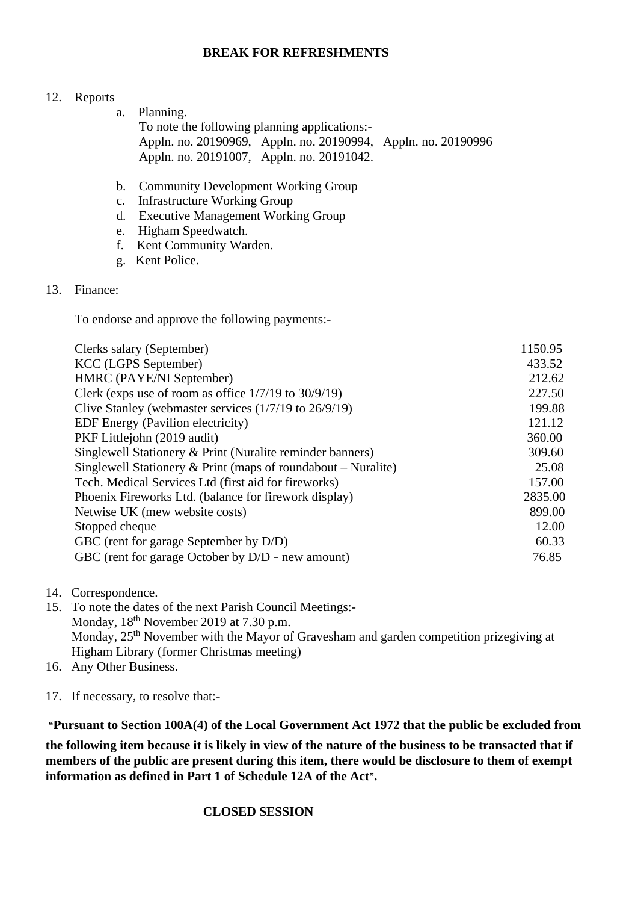**BREAK FOR REFRESHMENTS**

12. Reports
    a. Planning.
       To note the following planning applications:-
       Appln. no. 20190969, Appln. no. 20190994, Appln. no. 20190996
       Appln. no. 20191007, Appln. no. 20191042.

    b. Community Development Working Group
    c. Infrastructure Working Group
    d. Executive Management Working Group
    e. Higham Speedwatch.
    f. Kent Community Warden.
    g. Kent Police.

13. Finance:

    To endorse and approve the following payments:-

| | |
|---|---|
| Clerks salary (September) | 1150.95 |
| KCC (LGPS September) | 433.52 |
| HMRC (PAYE/NI September) | 212.62 |
| Clerk (exps use of room as office 1/7/19 to 30/9/19) | 227.50 |
| Clive Stanley (webmaster services (1/7/19 to 26/9/19) | 199.88 |
| EDF Energy (Pavilion electricity) | 121.12 |
| PKF Littlejohn (2019 audit) | 360.00 |
| Singlewell Stationery & Print (Nuralite reminder banners) | 309.60 |
| Singlewell Stationery & Print (maps of roundabout – Nuralite) | 25.08 |
| Tech. Medical Services Ltd (first aid for fireworks) | 157.00 |
| Phoenix Fireworks Ltd. (balance for firework display) | 2835.00 |
| Netwise UK (mew website costs) | 899.00 |
| Stopped cheque | 12.00 |
| GBC (rent for garage September by D/D) | 60.33 |
| GBC (rent for garage October by D/D - new amount) | 76.85 |

14. Correspondence.
15. To note the dates of the next Parish Council Meetings:-
    Monday, 18th November 2019 at 7.30 p.m.
    Monday, 25th November with the Mayor of Gravesham and garden competition prizegiving at Higham Library (former Christmas meeting)
16. Any Other Business.

17. If necessary, to resolve that:-

**"Pursuant to Section 100A(4) of the Local Government Act 1972 that the public be excluded from the following item because it is likely in view of the nature of the business to be transacted that if members of the public are present during this item, there would be disclosure to them of exempt information as defined in Part 1 of Schedule 12A of the Act".**

**CLOSED SESSION**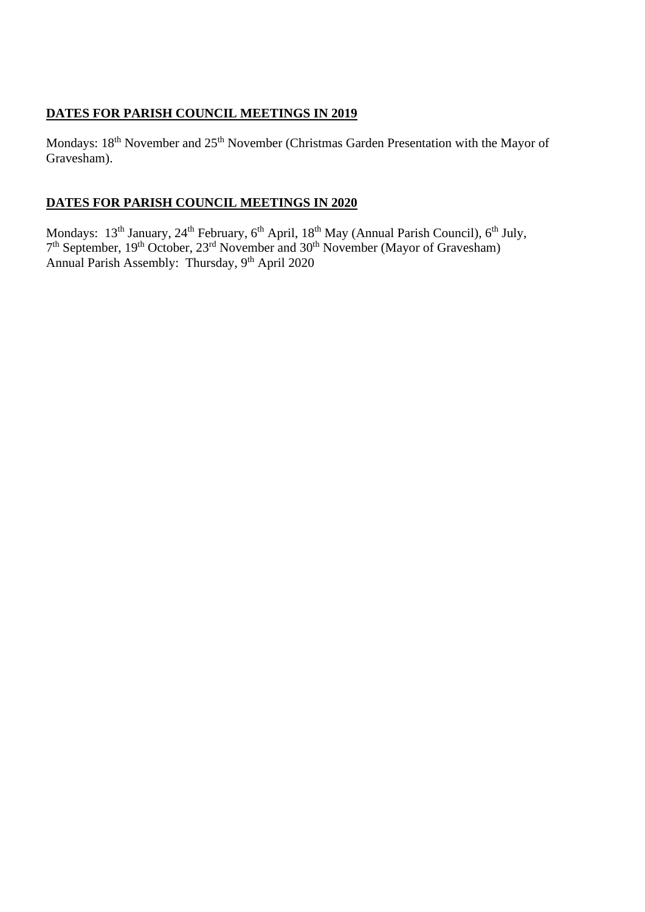**DATES FOR PARISH COUNCIL MEETINGS IN 2019**

Mondays: 18th November and 25th November (Christmas Garden Presentation with the Mayor of Gravesham).

**DATES FOR PARISH COUNCIL MEETINGS IN 2020**

Mondays: 13th January, 24th February, 6th April, 18th May (Annual Parish Council), 6th July, 7th September, 19th October, 23rd November and 30th November (Mayor of Gravesham)
Annual Parish Assembly: Thursday, 9th April 2020